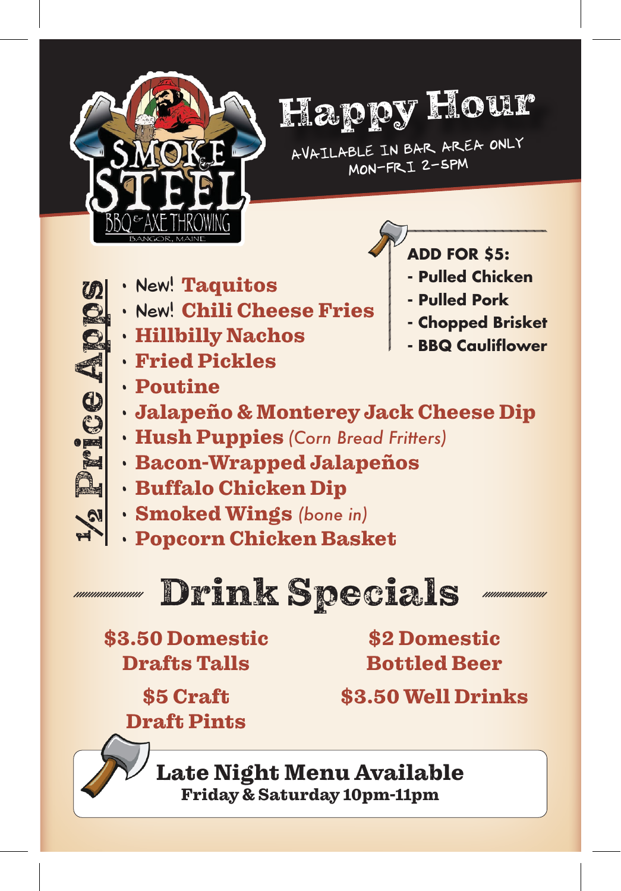SMOKE & STEEL

BBQ & AXE THROWING

BANGOR, MAINE

# Happy Hour

AVAILABLE IN BAR AREA ONLY
MON-FRI 2-5PM

**ADD FOR $5:**

- **Pulled Chicken**
- **Pulled Pork**
- **Chopped Brisket**
- **BBQ Cauliflower**

## ½ Price Apps

- New! **Taquitos**
- New! **Chili Cheese Fries**
- **Hillbilly Nachos**
- **Fried Pickles**
- **Poutine**
- **Jalapeño & Monterey Jack Cheese Dip**
- **Hush Puppies** *(Corn Bread Fritters)*
- **Bacon-Wrapped Jalapeños**
- **Buffalo Chicken Dip**
- **Smoked Wings** *(bone in)*
- **Popcorn Chicken Basket**

## Drink Specials

**$3.50 Domestic Drafts Talls**

**$2 Domestic Bottled Beer**

**$5 Craft Draft Pints**

**$3.50 Well Drinks**

**Late Night Menu Available**
**Friday & Saturday 10pm-11pm**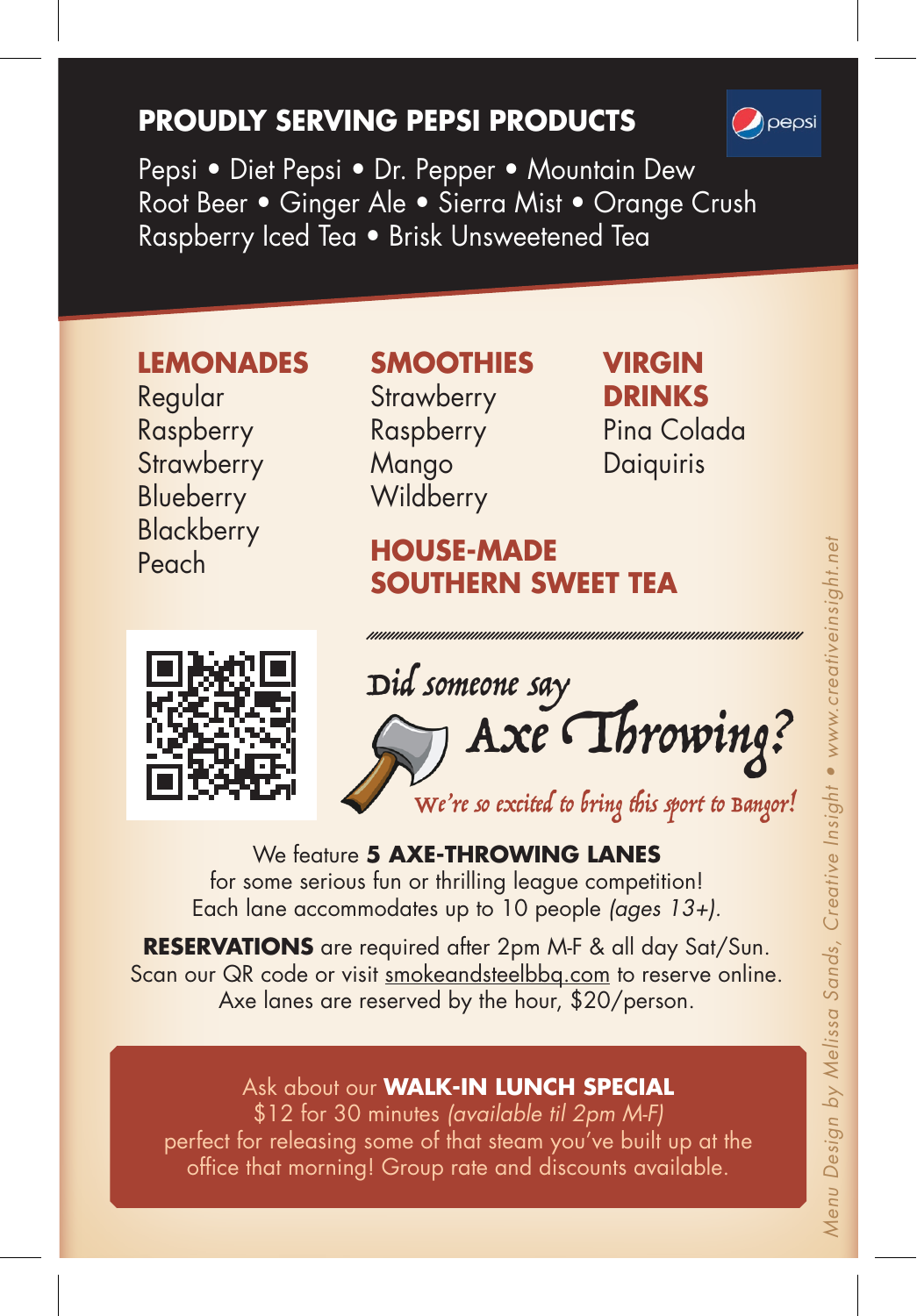## PROUDLY SERVING PEPSI PRODUCTS

Pepsi • Diet Pepsi • Dr. Pepper • Mountain Dew
Root Beer • Ginger Ale • Sierra Mist • Orange Crush
Raspberry Iced Tea • Brisk Unsweetened Tea

### LEMONADES

Regular
Raspberry
Strawberry
Blueberry
Blackberry
Peach

### SMOOTHIES

Strawberry
Raspberry
Mango
Wildberry

### VIRGIN DRINKS

Pina Colada
Daiquiris

### HOUSE-MADE SOUTHERN SWEET TEA

## Did someone say Axe Throwing?

*We're so excited to bring this sport to Bangor!*

We feature **5 AXE-THROWING LANES** for some serious fun or thrilling league competition! Each lane accommodates up to 10 people *(ages 13+).*

**RESERVATIONS** are required after 2pm M-F & all day Sat/Sun. Scan our QR code or visit smokeandsteelbbq.com to reserve online. Axe lanes are reserved by the hour, $20/person.

Ask about our **WALK-IN LUNCH SPECIAL**
$12 for 30 minutes *(available til 2pm M-F)*
perfect for releasing some of that steam you've built up at the office that morning! Group rate and discounts available.

*Menu Design by Melissa Sands, Creative Insight • www.creativeinsight.net*